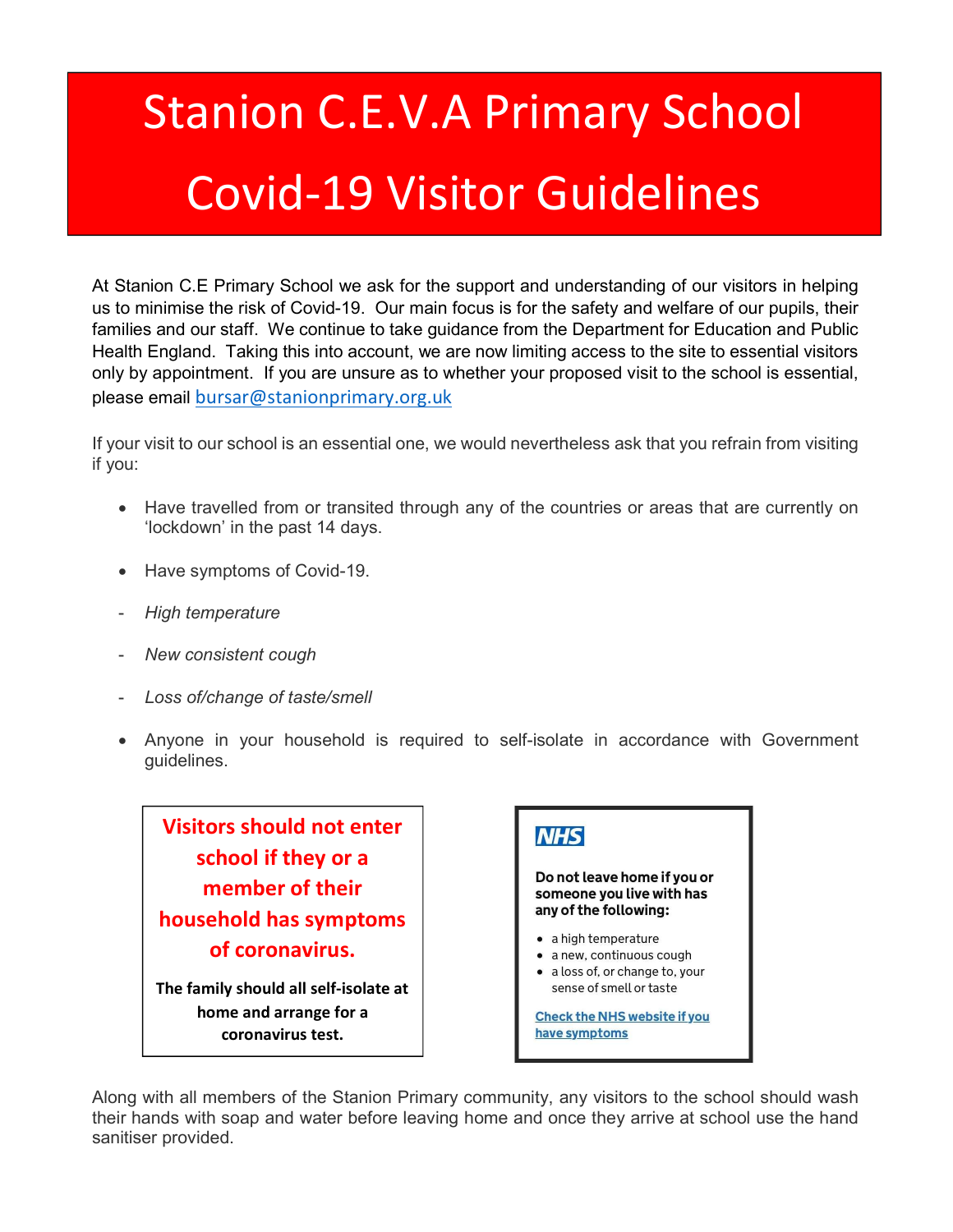# Stanion C.E.V.A Primary School

# Covid-19 Visitor Guidelines

At Stanion C.E Primary School we ask for the support and understanding of our visitors in helping us to minimise the risk of Covid-19. Our main focus is for the safety and welfare of our pupils, their families and our staff. We continue to take guidance from the Department for Education and Public Health England. Taking this into account, we are now limiting access to the site to essential visitors only by appointment. If you are unsure as to whether your proposed visit to the school is essential, please email bursar@stanionprimary.org.uk

If your visit to our school is an essential one, we would nevertheless ask that you refrain from visiting if you:

- Have travelled from or transited through any of the countries or areas that are currently on 'lockdown' in the past 14 days.
- Have symptoms of Covid-19.
  - *High temperature*
  - *New consistent cough*
  - *Loss of/change of taste/smell*
- Anyone in your household is required to self-isolate in accordance with Government guidelines.

**Visitors should not enter school if they or a member of their household has symptoms of coronavirus.**

**The family should all self-isolate at home and arrange for a coronavirus test.**

**NHS**

**Do not leave home if you or someone you live with has any of the following:**

- a high temperature
- a new, continuous cough
- a loss of, or change to, your sense of smell or taste

**Check the NHS website if you have symptoms**

Along with all members of the Stanion Primary community, any visitors to the school should wash their hands with soap and water before leaving home and once they arrive at school use the hand sanitiser provided.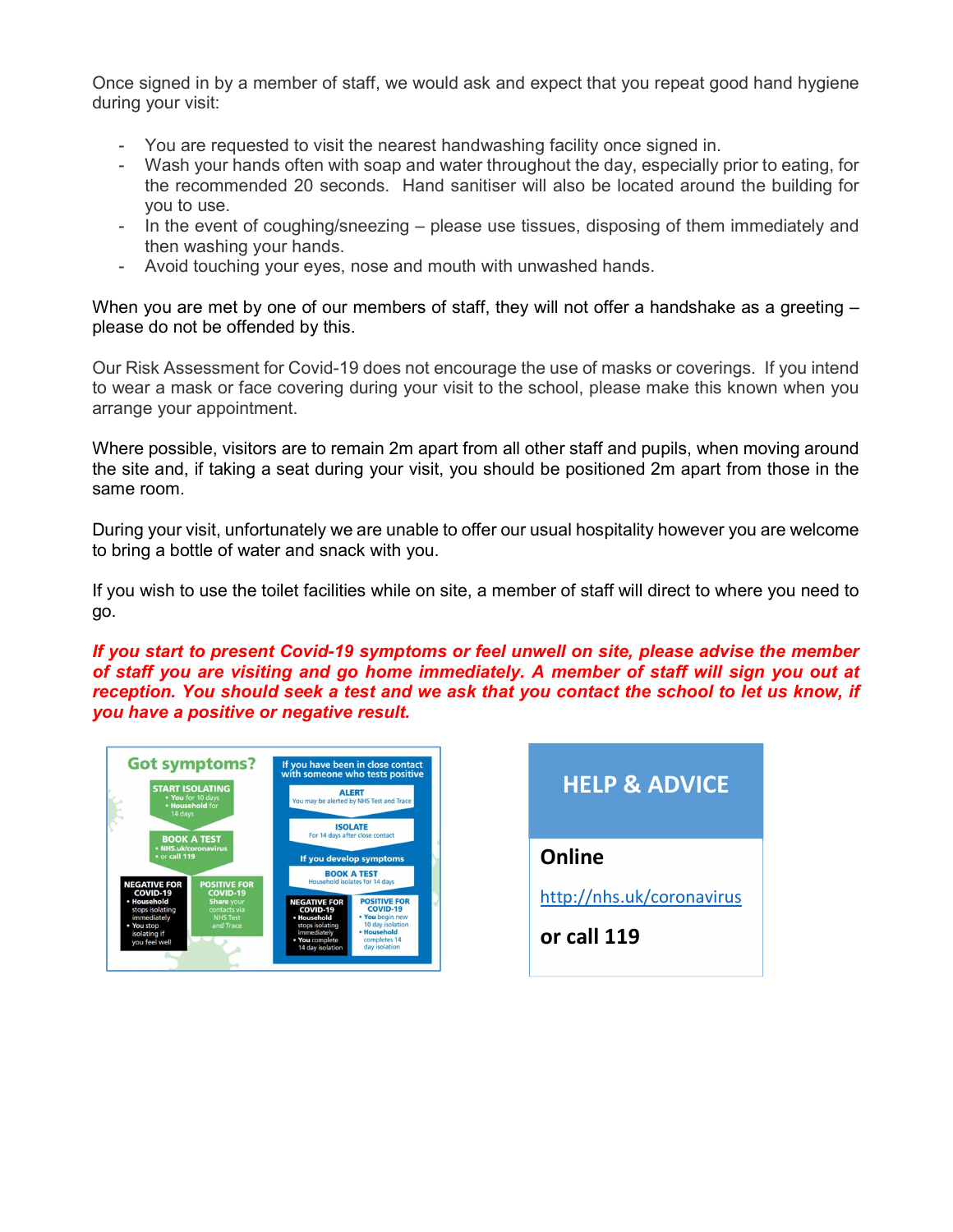Once signed in by a member of staff, we would ask and expect that you repeat good hand hygiene during your visit:

- You are requested to visit the nearest handwashing facility once signed in.
- Wash your hands often with soap and water throughout the day, especially prior to eating, for the recommended 20 seconds. Hand sanitiser will also be located around the building for you to use.
- In the event of coughing/sneezing – please use tissues, disposing of them immediately and then washing your hands.
- Avoid touching your eyes, nose and mouth with unwashed hands.

When you are met by one of our members of staff, they will not offer a handshake as a greeting – please do not be offended by this.

Our Risk Assessment for Covid-19 does not encourage the use of masks or coverings. If you intend to wear a mask or face covering during your visit to the school, please make this known when you arrange your appointment.

Where possible, visitors are to remain 2m apart from all other staff and pupils, when moving around the site and, if taking a seat during your visit, you should be positioned 2m apart from those in the same room.

During your visit, unfortunately we are unable to offer our usual hospitality however you are welcome to bring a bottle of water and snack with you.

If you wish to use the toilet facilities while on site, a member of staff will direct to where you need to go.

***If you start to present Covid-19 symptoms or feel unwell on site, please advise the member of staff you are visiting and go home immediately. A member of staff will sign you out at reception. You should seek a test and we ask that you contact the school to let us know, if you have a positive or negative result.***

Got symptoms?

START ISOLATING
- You for 10 days
- Household for 14 days

BOOK A TEST
- NHS.uk/coronavirus
- or call 119

NEGATIVE FOR COVID-19
- Household stops isolating immediately
- You stop isolating if you feel well

POSITIVE FOR COVID-19
Share your contacts via NHS Test and Trace

If you have been in close contact with someone who tests positive

ALERT
You may be alerted by NHS Test and Trace

ISOLATE
For 14 days after close contact

If you develop symptoms

BOOK A TEST
Household isolates for 14 days

NEGATIVE FOR COVID-19
- Household stops isolating immediately
- You complete 14 day isolation

POSITIVE FOR COVID-19
- You begin new 10 day isolation
- Household completes 14 day isolation

**HELP & ADVICE**

**Online**

http://nhs.uk/coronavirus

**or call 119**